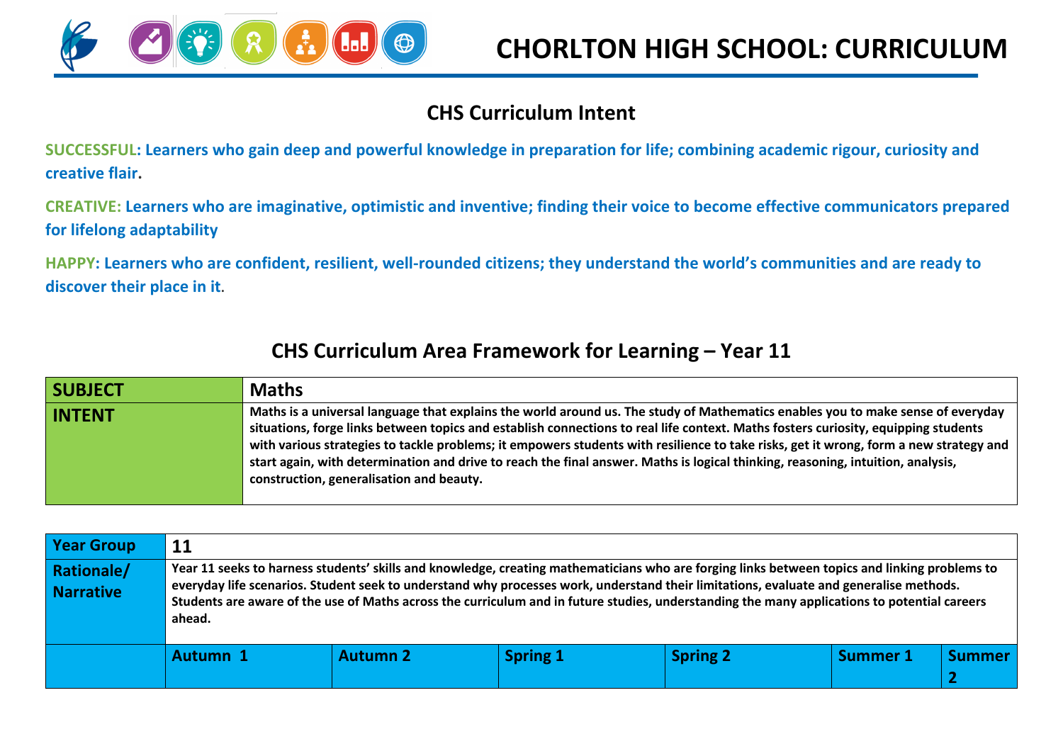# CHORLTON HIGH SCHOOL: CURRICULUM

## CHS Curriculum Intent

**SUCCESSFUL: Learners who gain deep and powerful knowledge in preparation for life; combining academic rigour, curiosity and creative flair.**

**CREATIVE: Learners who are imaginative, optimistic and inventive; finding their voice to become effective communicators prepared for lifelong adaptability**

**HAPPY: Learners who are confident, resilient, well-rounded citizens; they understand the world's communities and are ready to discover their place in it.**

## CHS Curriculum Area Framework for Learning – Year 11

| SUBJECT | Maths |
|---|---|
| INTENT | Maths is a universal language that explains the world around us. The study of Mathematics enables you to make sense of everyday situations, forge links between topics and establish connections to real life context. Maths fosters curiosity, equipping students with various strategies to tackle problems; it empowers students with resilience to take risks, get it wrong, form a new strategy and start again, with determination and drive to reach the final answer. Maths is logical thinking, reasoning, intuition, analysis, construction, generalisation and beauty. |

| Year Group | 11 | | | | | |
|---|---|---|---|---|---|---|
| Rationale/ Narrative | Year 11 seeks to harness students' skills and knowledge, creating mathematicians who are forging links between topics and linking problems to everyday life scenarios. Student seek to understand why processes work, understand their limitations, evaluate and generalise methods. Students are aware of the use of Maths across the curriculum and in future studies, understanding the many applications to potential careers ahead. | | | | | |
| | Autumn 1 | Autumn 2 | Spring 1 | Spring 2 | Summer 1 | Summer 2 |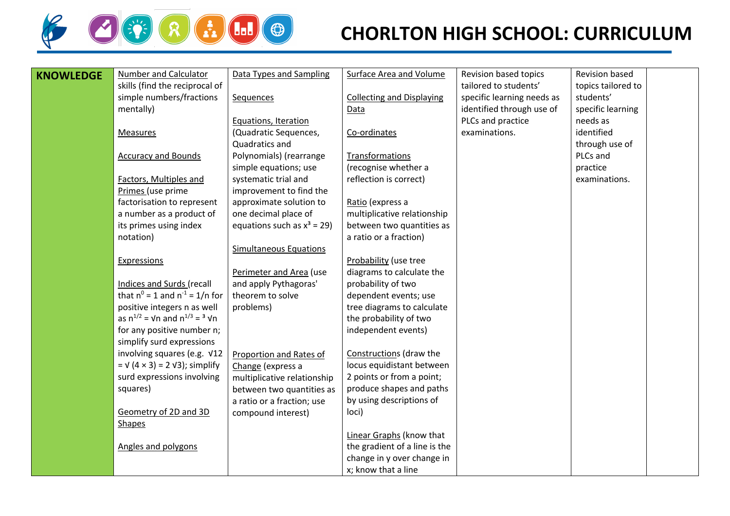# CHORLTON HIGH SCHOOL: CURRICULUM

| KNOWLEDGE | Number and Calculator skills (find the reciprocal of simple numbers/fractions mentally)<br><br>Measures<br><br>Accuracy and Bounds<br><br>Factors, Multiples and Primes (use prime factorisation to represent a number as a product of its primes using index notation)<br><br>Expressions<br><br>Indices and Surds (recall that $n^0 = 1$ and $n^{-1} = 1/n$ for positive integers n as well as $n^{1/2} = \sqrt{n}$ and $n^{1/3} = \sqrt[3]{n}$ for any positive number n; simplify surd expressions involving squares (e.g. $\sqrt{12} = \sqrt{(4 \times 3)} = 2\sqrt{3}$); simplify surd expressions involving squares)<br><br>Geometry of 2D and 3D Shapes<br><br>Angles and polygons | Data Types and Sampling<br><br>Sequences<br><br>Equations, Iteration (Quadratic Sequences, Quadratics and Polynomials) (rearrange simple equations; use systematic trial and improvement to find the approximate solution to one decimal place of equations such as $x^3 = 29$)<br><br>Simultaneous Equations<br><br>Perimeter and Area (use and apply Pythagoras' theorem to solve problems)<br><br>Proportion and Rates of Change (express a multiplicative relationship between two quantities as a ratio or a fraction; use compound interest) | Surface Area and Volume<br><br>Collecting and Displaying Data<br><br>Co-ordinates<br><br>Transformations (recognise whether a reflection is correct)<br><br>Ratio (express a multiplicative relationship between two quantities as a ratio or a fraction)<br><br>Probability (use tree diagrams to calculate the probability of two dependent events; use tree diagrams to calculate the probability of two independent events)<br><br>Constructions (draw the locus equidistant between 2 points or from a point; produce shapes and paths by using descriptions of loci)<br><br>Linear Graphs (know that the gradient of a line is the change in y over change in x; know that a line | Revision based topics tailored to students' specific learning needs as identified through use of PLCs and practice examinations. | Revision based topics tailored to students' specific learning needs as identified through use of PLCs and practice examinations. | |
|---|---|---|---|---|---|---|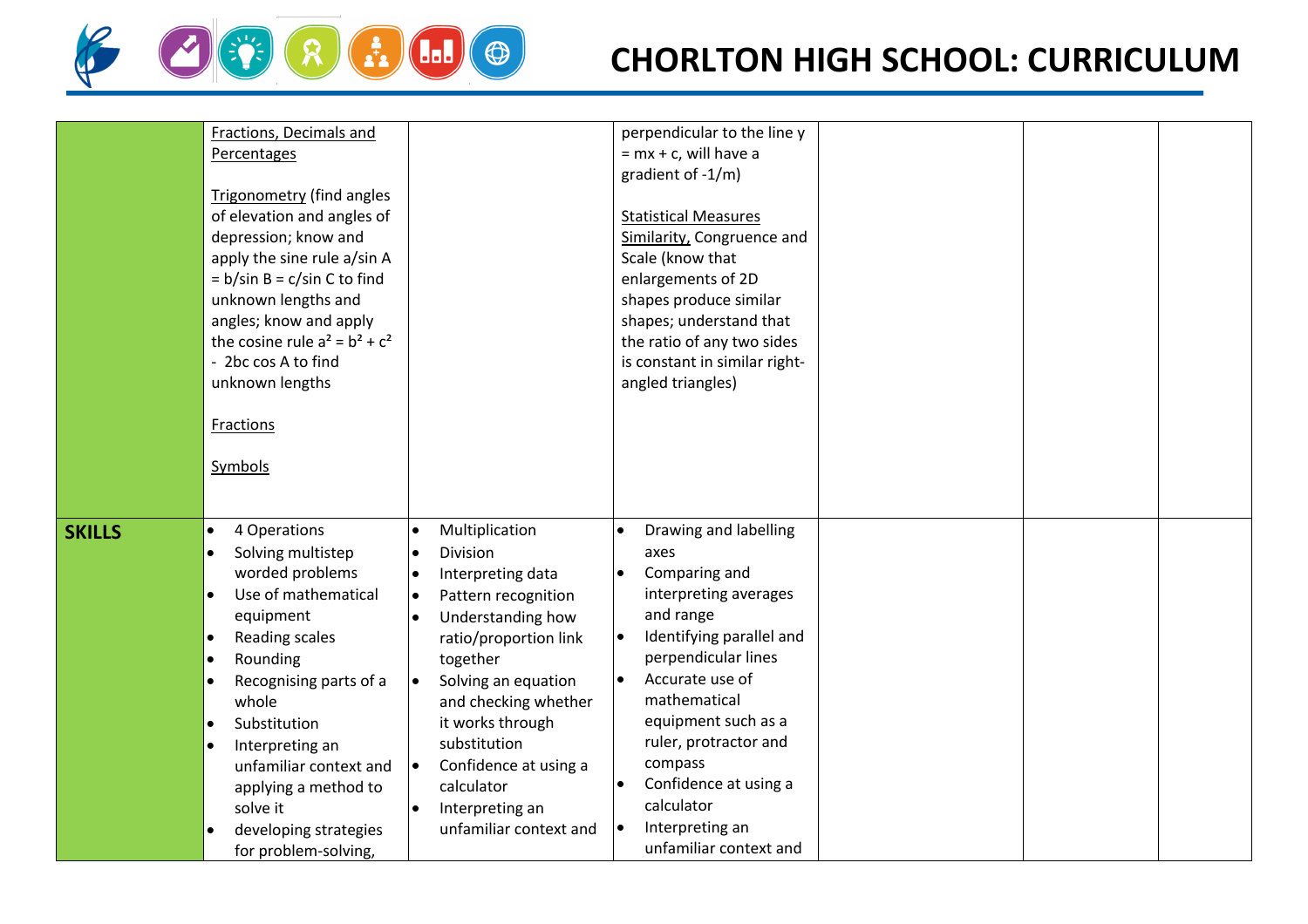| | | | | | | |
|---|---|---|---|---|---|---|
| | Fractions, Decimals and Percentages<br><br>Trigonometry (find angles of elevation and angles of depression; know and apply the sine rule $a/\sin A = b/\sin B = c/\sin C$ to find unknown lengths and angles; know and apply the cosine rule $a^2 = b^2 + c^2 - 2bc \cos A$ to find unknown lengths<br><br>Fractions<br><br>Symbols | | perpendicular to the line $y = mx + c$, will have a gradient of $-1/m$)<br><br>Statistical Measures<br>Similarity, Congruence and Scale (know that enlargements of 2D shapes produce similar shapes; understand that the ratio of any two sides is constant in similar right-angled triangles) | | | |
| **SKILLS** | • 4 Operations<br>• Solving multistep worded problems<br>• Use of mathematical equipment<br>• Reading scales<br>• Rounding<br>• Recognising parts of a whole<br>• Substitution<br>• Interpreting an unfamiliar context and applying a method to solve it<br>• developing strategies for problem-solving, | • Multiplication<br>• Division<br>• Interpreting data<br>• Pattern recognition<br>• Understanding how ratio/proportion link together<br>• Solving an equation and checking whether it works through substitution<br>• Confidence at using a calculator<br>• Interpreting an unfamiliar context and | • Drawing and labelling axes<br>• Comparing and interpreting averages and range<br>• Identifying parallel and perpendicular lines<br>• Accurate use of mathematical equipment such as a ruler, protractor and compass<br>• Confidence at using a calculator<br>• Interpreting an unfamiliar context and | | | |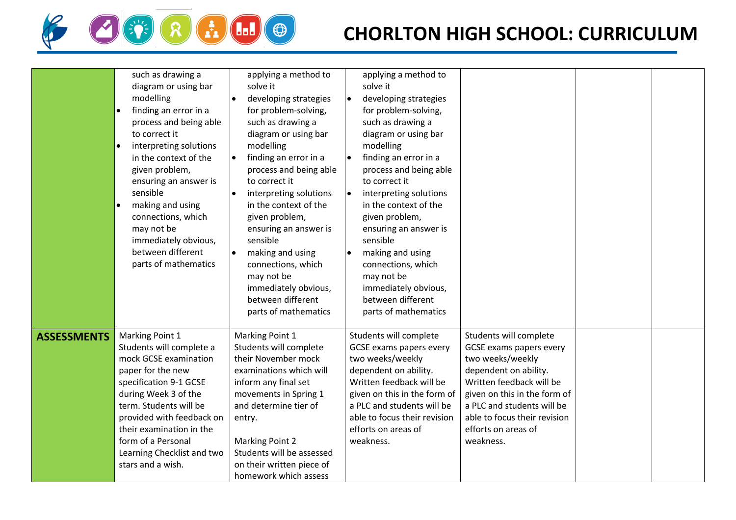# CHORLTON HIGH SCHOOL: CURRICULUM

| | | | | | | |
|---|---|---|---|---|---|---|
| | such as drawing a diagram or using bar modelling<br>• finding an error in a process and being able to correct it<br>• interpreting solutions in the context of the given problem, ensuring an answer is sensible<br>• making and using connections, which may not be immediately obvious, between different parts of mathematics | applying a method to solve it<br>• developing strategies for problem-solving, such as drawing a diagram or using bar modelling<br>• finding an error in a process and being able to correct it<br>• interpreting solutions in the context of the given problem, ensuring an answer is sensible<br>• making and using connections, which may not be immediately obvious, between different parts of mathematics | applying a method to solve it<br>• developing strategies for problem-solving, such as drawing a diagram or using bar modelling<br>• finding an error in a process and being able to correct it<br>• interpreting solutions in the context of the given problem, ensuring an answer is sensible<br>• making and using connections, which may not be immediately obvious, between different parts of mathematics | | | |
| **ASSESSMENTS** | Marking Point 1<br>Students will complete a mock GCSE examination paper for the new specification 9-1 GCSE during Week 3 of the term. Students will be provided with feedback on their examination in the form of a Personal Learning Checklist and two stars and a wish. | Marking Point 1<br>Students will complete their November mock examinations which will inform any final set movements in Spring 1 and determine tier of entry.<br><br>Marking Point 2<br>Students will be assessed on their written piece of homework which assess | Students will complete GCSE exams papers every two weeks/weekly dependent on ability. Written feedback will be given on this in the form of a PLC and students will be able to focus their revision efforts on areas of weakness. | Students will complete GCSE exams papers every two weeks/weekly dependent on ability. Written feedback will be given on this in the form of a PLC and students will be able to focus their revision efforts on areas of weakness. | | |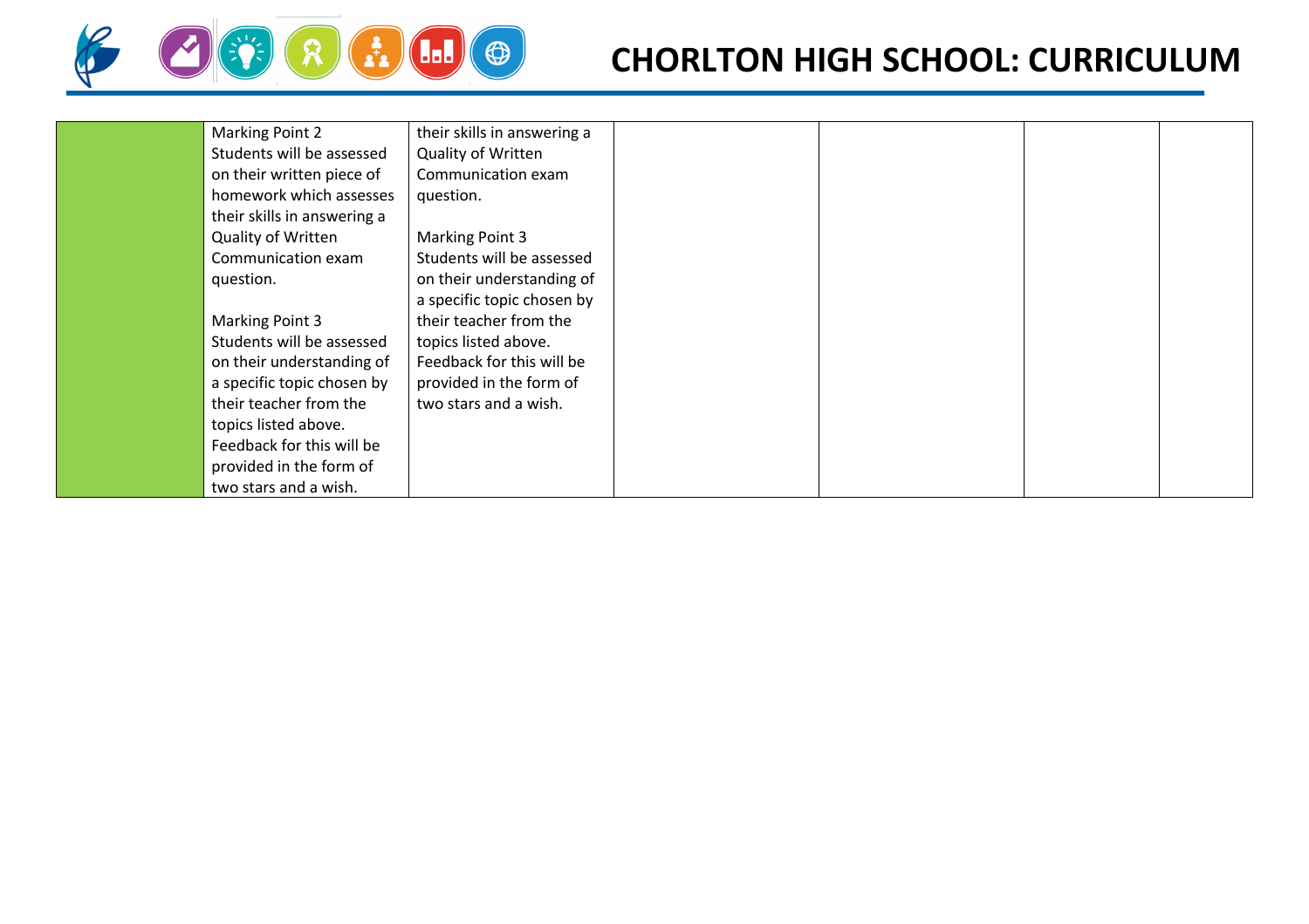| | | | | | | |
|---|---|---|---|---|---|---|
| | Marking Point 2<br>Students will be assessed on their written piece of homework which assesses their skills in answering a Quality of Written Communication exam question.<br><br>Marking Point 3<br>Students will be assessed on their understanding of a specific topic chosen by their teacher from the topics listed above. Feedback for this will be provided in the form of two stars and a wish. | their skills in answering a Quality of Written Communication exam question.<br><br>Marking Point 3<br>Students will be assessed on their understanding of a specific topic chosen by their teacher from the topics listed above. Feedback for this will be provided in the form of two stars and a wish. | | | | |